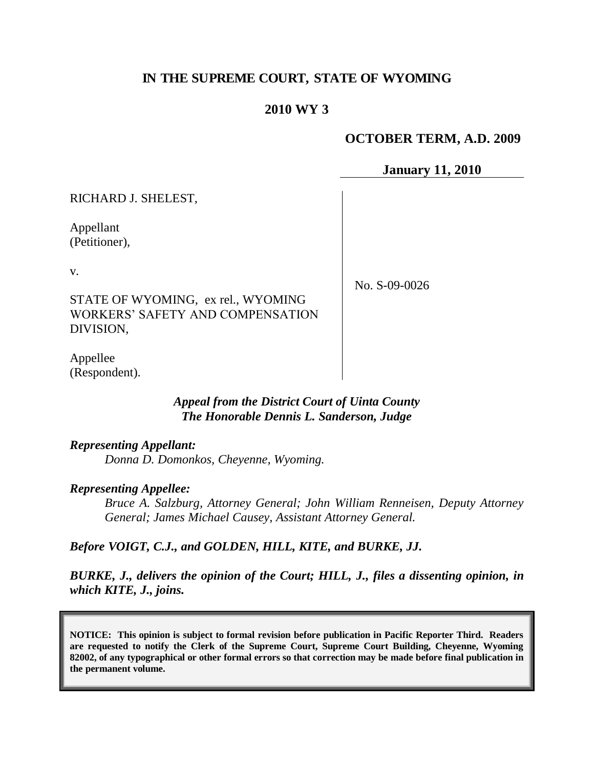# IN THE SUPREME COURT, STATE OF WYOMING

## 2010 WY 3

**OCTOBER TERM, A.D. 2009**

**January 11, 2010**

| | |
|---|---|
| RICHARD J. SHELEST,<br><br>Appellant<br>(Petitioner),<br><br>v.<br><br>STATE OF WYOMING, ex rel., WYOMING WORKERS' SAFETY AND COMPENSATION DIVISION,<br><br>Appellee<br>(Respondent). | No. S-09-0026 |

*Appeal from the District Court of Uinta County*
*The Honorable Dennis L. Sanderson, Judge*

***Representing Appellant:***
*Donna D. Domonkos, Cheyenne, Wyoming.*

***Representing Appellee:***
*Bruce A. Salzburg, Attorney General; John William Renneisen, Deputy Attorney General; James Michael Causey, Assistant Attorney General.*

***Before VOIGT, C.J., and GOLDEN, HILL, KITE, and BURKE, JJ.***

***BURKE, J., delivers the opinion of the Court; HILL, J., files a dissenting opinion, in which KITE, J., joins.***

**NOTICE: This opinion is subject to formal revision before publication in Pacific Reporter Third. Readers are requested to notify the Clerk of the Supreme Court, Supreme Court Building, Cheyenne, Wyoming 82002, of any typographical or other formal errors so that correction may be made before final publication in the permanent volume.**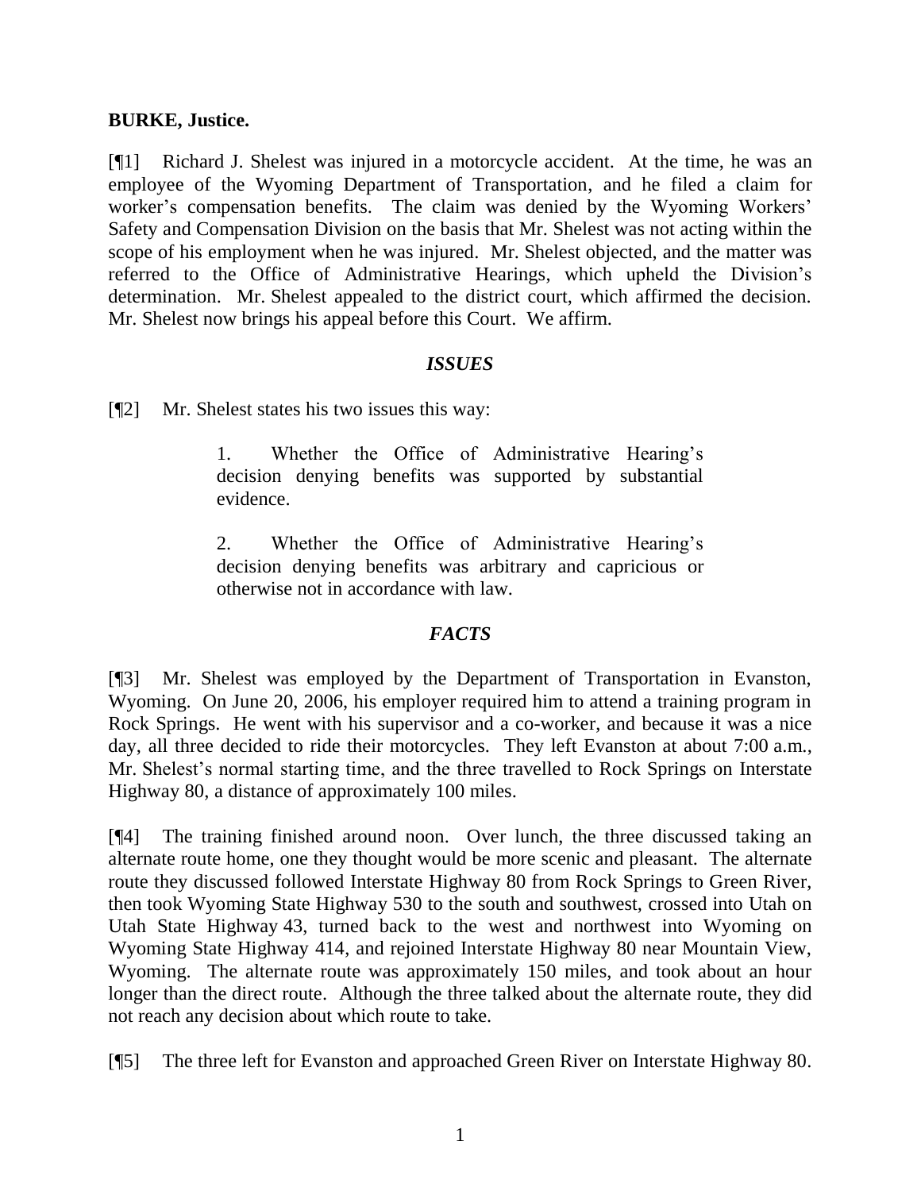**BURKE, Justice.**

[¶1] Richard J. Shelest was injured in a motorcycle accident. At the time, he was an employee of the Wyoming Department of Transportation, and he filed a claim for worker's compensation benefits. The claim was denied by the Wyoming Workers' Safety and Compensation Division on the basis that Mr. Shelest was not acting within the scope of his employment when he was injured. Mr. Shelest objected, and the matter was referred to the Office of Administrative Hearings, which upheld the Division's determination. Mr. Shelest appealed to the district court, which affirmed the decision. Mr. Shelest now brings his appeal before this Court. We affirm.

### *ISSUES*

[¶2] Mr. Shelest states his two issues this way:

> 1. Whether the Office of Administrative Hearing's decision denying benefits was supported by substantial evidence.
>
> 2. Whether the Office of Administrative Hearing's decision denying benefits was arbitrary and capricious or otherwise not in accordance with law.

### *FACTS*

[¶3] Mr. Shelest was employed by the Department of Transportation in Evanston, Wyoming. On June 20, 2006, his employer required him to attend a training program in Rock Springs. He went with his supervisor and a co-worker, and because it was a nice day, all three decided to ride their motorcycles. They left Evanston at about 7:00 a.m., Mr. Shelest's normal starting time, and the three travelled to Rock Springs on Interstate Highway 80, a distance of approximately 100 miles.

[¶4] The training finished around noon. Over lunch, the three discussed taking an alternate route home, one they thought would be more scenic and pleasant. The alternate route they discussed followed Interstate Highway 80 from Rock Springs to Green River, then took Wyoming State Highway 530 to the south and southwest, crossed into Utah on Utah State Highway 43, turned back to the west and northwest into Wyoming on Wyoming State Highway 414, and rejoined Interstate Highway 80 near Mountain View, Wyoming. The alternate route was approximately 150 miles, and took about an hour longer than the direct route. Although the three talked about the alternate route, they did not reach any decision about which route to take.

[¶5] The three left for Evanston and approached Green River on Interstate Highway 80.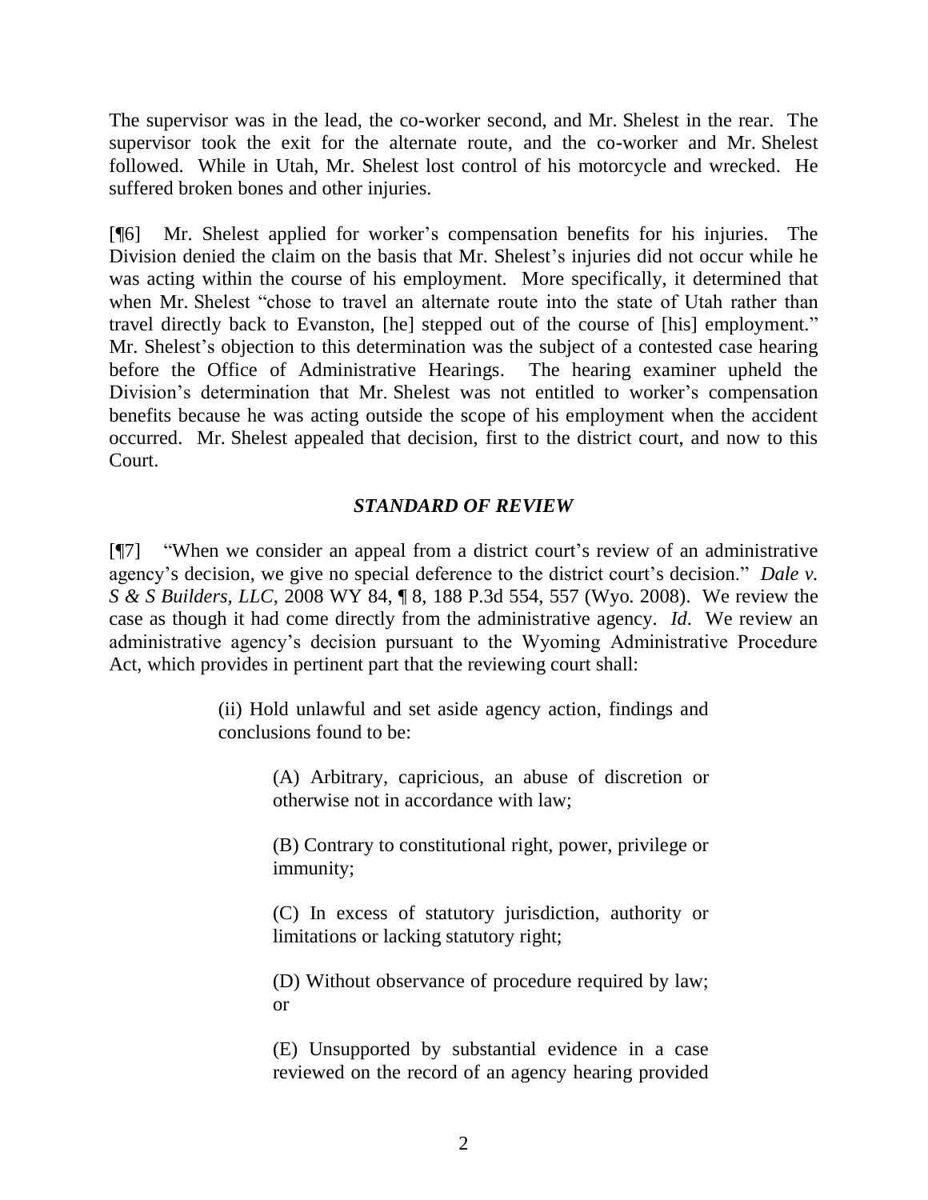The supervisor was in the lead, the co-worker second, and Mr. Shelest in the rear. The supervisor took the exit for the alternate route, and the co-worker and Mr. Shelest followed. While in Utah, Mr. Shelest lost control of his motorcycle and wrecked. He suffered broken bones and other injuries.

[¶6] Mr. Shelest applied for worker's compensation benefits for his injuries. The Division denied the claim on the basis that Mr. Shelest's injuries did not occur while he was acting within the course of his employment. More specifically, it determined that when Mr. Shelest "chose to travel an alternate route into the state of Utah rather than travel directly back to Evanston, [he] stepped out of the course of [his] employment." Mr. Shelest's objection to this determination was the subject of a contested case hearing before the Office of Administrative Hearings. The hearing examiner upheld the Division's determination that Mr. Shelest was not entitled to worker's compensation benefits because he was acting outside the scope of his employment when the accident occurred. Mr. Shelest appealed that decision, first to the district court, and now to this Court.

## *STANDARD OF REVIEW*

[¶7] "When we consider an appeal from a district court's review of an administrative agency's decision, we give no special deference to the district court's decision." *Dale v. S & S Builders, LLC*, 2008 WY 84, ¶ 8, 188 P.3d 554, 557 (Wyo. 2008). We review the case as though it had come directly from the administrative agency. *Id*. We review an administrative agency's decision pursuant to the Wyoming Administrative Procedure Act, which provides in pertinent part that the reviewing court shall:

> (ii) Hold unlawful and set aside agency action, findings and conclusions found to be:
>
> > (A) Arbitrary, capricious, an abuse of discretion or otherwise not in accordance with law;
> >
> > (B) Contrary to constitutional right, power, privilege or immunity;
> >
> > (C) In excess of statutory jurisdiction, authority or limitations or lacking statutory right;
> >
> > (D) Without observance of procedure required by law; or
> >
> > (E) Unsupported by substantial evidence in a case reviewed on the record of an agency hearing provided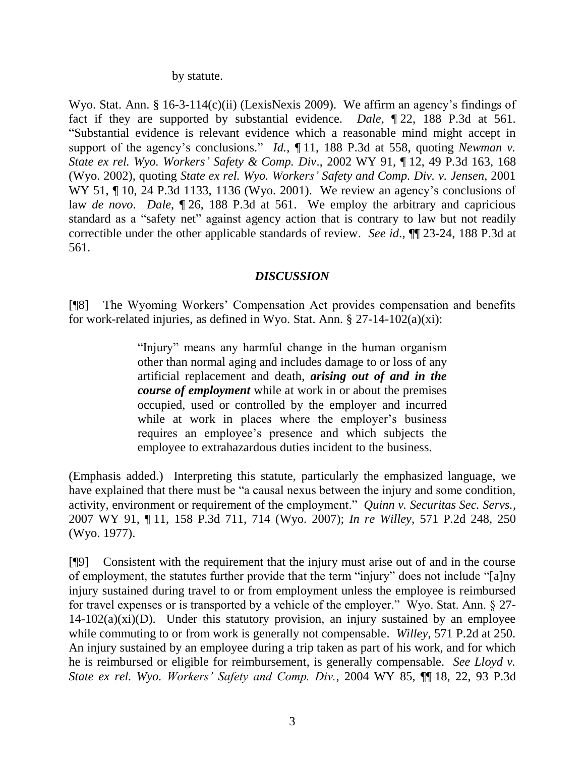by statute.

Wyo. Stat. Ann. § 16-3-114(c)(ii) (LexisNexis 2009). We affirm an agency's findings of fact if they are supported by substantial evidence. *Dale*, ¶ 22, 188 P.3d at 561. "Substantial evidence is relevant evidence which a reasonable mind might accept in support of the agency's conclusions." *Id.*, ¶ 11, 188 P.3d at 558, quoting *Newman v. State ex rel. Wyo. Workers' Safety & Comp. Div*., 2002 WY 91, ¶ 12, 49 P.3d 163, 168 (Wyo. 2002), quoting *State ex rel. Wyo. Workers' Safety and Comp. Div. v. Jensen*, 2001 WY 51, ¶ 10, 24 P.3d 1133, 1136 (Wyo. 2001). We review an agency's conclusions of law *de novo*. *Dale*, ¶ 26, 188 P.3d at 561. We employ the arbitrary and capricious standard as a "safety net" against agency action that is contrary to law but not readily correctible under the other applicable standards of review. *See id.*, ¶¶ 23-24, 188 P.3d at 561.

## *DISCUSSION*

[¶8] The Wyoming Workers' Compensation Act provides compensation and benefits for work-related injuries, as defined in Wyo. Stat. Ann. § 27-14-102(a)(xi):

> "Injury" means any harmful change in the human organism other than normal aging and includes damage to or loss of any artificial replacement and death, ***arising out of and in the course of employment*** while at work in or about the premises occupied, used or controlled by the employer and incurred while at work in places where the employer's business requires an employee's presence and which subjects the employee to extrahazardous duties incident to the business.

(Emphasis added.) Interpreting this statute, particularly the emphasized language, we have explained that there must be "a causal nexus between the injury and some condition, activity, environment or requirement of the employment." *Quinn v. Securitas Sec. Servs.*, 2007 WY 91, ¶ 11, 158 P.3d 711, 714 (Wyo. 2007); *In re Willey*, 571 P.2d 248, 250 (Wyo. 1977).

[¶9] Consistent with the requirement that the injury must arise out of and in the course of employment, the statutes further provide that the term "injury" does not include "[a]ny injury sustained during travel to or from employment unless the employee is reimbursed for travel expenses or is transported by a vehicle of the employer." Wyo. Stat. Ann. § 27-14-102(a)(xi)(D). Under this statutory provision, an injury sustained by an employee while commuting to or from work is generally not compensable. *Willey*, 571 P.2d at 250. An injury sustained by an employee during a trip taken as part of his work, and for which he is reimbursed or eligible for reimbursement, is generally compensable. *See Lloyd v. State ex rel. Wyo. Workers' Safety and Comp. Div.*, 2004 WY 85, ¶¶ 18, 22, 93 P.3d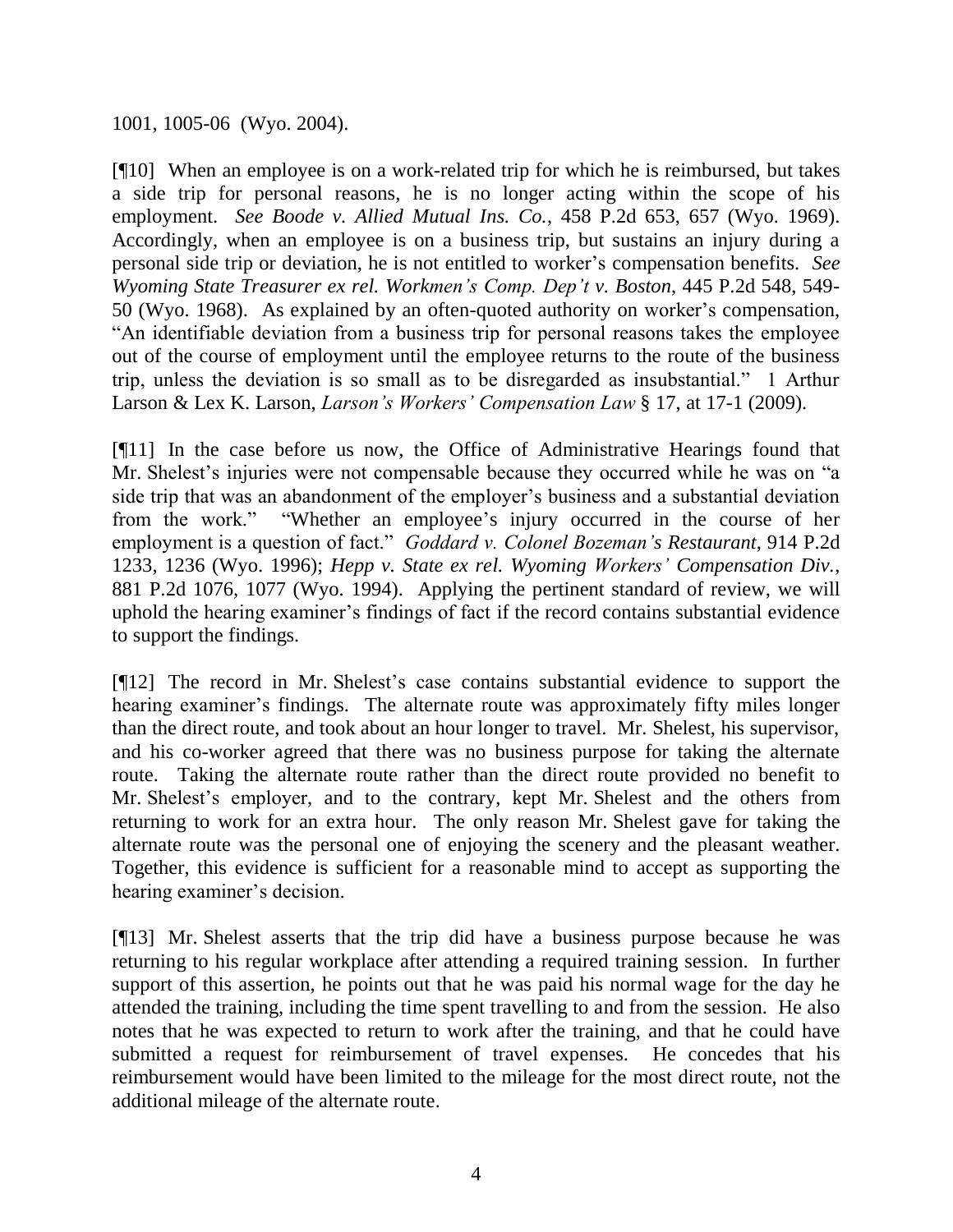1001, 1005-06 (Wyo. 2004).

[¶10] When an employee is on a work-related trip for which he is reimbursed, but takes a side trip for personal reasons, he is no longer acting within the scope of his employment. *See Boode v. Allied Mutual Ins. Co.*, 458 P.2d 653, 657 (Wyo. 1969). Accordingly, when an employee is on a business trip, but sustains an injury during a personal side trip or deviation, he is not entitled to worker's compensation benefits. *See Wyoming State Treasurer ex rel. Workmen's Comp. Dep't v. Boston*, 445 P.2d 548, 549-50 (Wyo. 1968). As explained by an often-quoted authority on worker's compensation, "An identifiable deviation from a business trip for personal reasons takes the employee out of the course of employment until the employee returns to the route of the business trip, unless the deviation is so small as to be disregarded as insubstantial." 1 Arthur Larson & Lex K. Larson, *Larson's Workers' Compensation Law* § 17, at 17-1 (2009).

[¶11] In the case before us now, the Office of Administrative Hearings found that Mr. Shelest's injuries were not compensable because they occurred while he was on "a side trip that was an abandonment of the employer's business and a substantial deviation from the work." "Whether an employee's injury occurred in the course of her employment is a question of fact." *Goddard v. Colonel Bozeman's Restaurant*, 914 P.2d 1233, 1236 (Wyo. 1996); *Hepp v. State ex rel. Wyoming Workers' Compensation Div.*, 881 P.2d 1076, 1077 (Wyo. 1994). Applying the pertinent standard of review, we will uphold the hearing examiner's findings of fact if the record contains substantial evidence to support the findings.

[¶12] The record in Mr. Shelest's case contains substantial evidence to support the hearing examiner's findings. The alternate route was approximately fifty miles longer than the direct route, and took about an hour longer to travel. Mr. Shelest, his supervisor, and his co-worker agreed that there was no business purpose for taking the alternate route. Taking the alternate route rather than the direct route provided no benefit to Mr. Shelest's employer, and to the contrary, kept Mr. Shelest and the others from returning to work for an extra hour. The only reason Mr. Shelest gave for taking the alternate route was the personal one of enjoying the scenery and the pleasant weather. Together, this evidence is sufficient for a reasonable mind to accept as supporting the hearing examiner's decision.

[¶13] Mr. Shelest asserts that the trip did have a business purpose because he was returning to his regular workplace after attending a required training session. In further support of this assertion, he points out that he was paid his normal wage for the day he attended the training, including the time spent travelling to and from the session. He also notes that he was expected to return to work after the training, and that he could have submitted a request for reimbursement of travel expenses. He concedes that his reimbursement would have been limited to the mileage for the most direct route, not the additional mileage of the alternate route.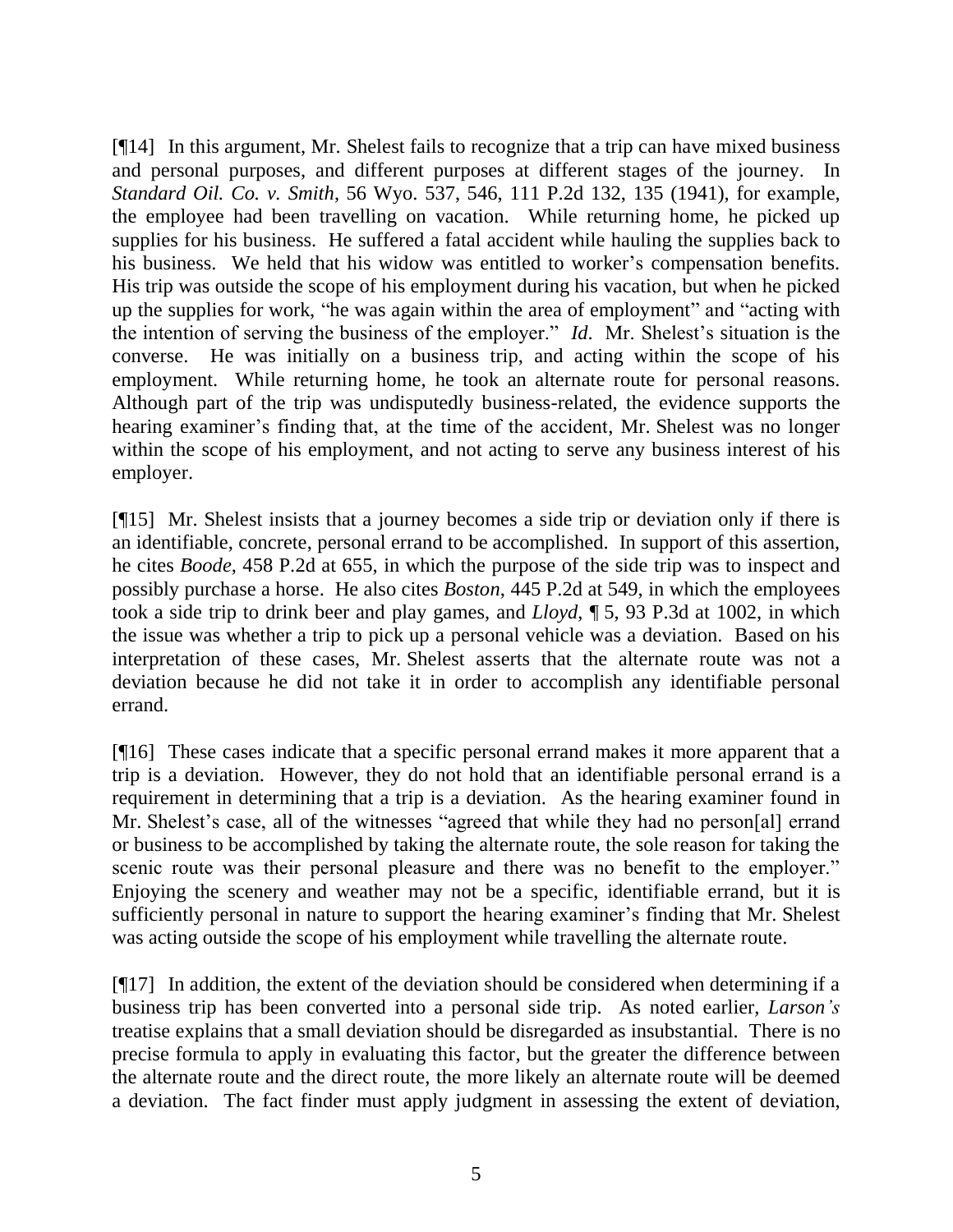[¶14] In this argument, Mr. Shelest fails to recognize that a trip can have mixed business and personal purposes, and different purposes at different stages of the journey. In *Standard Oil. Co. v. Smith*, 56 Wyo. 537, 546, 111 P.2d 132, 135 (1941), for example, the employee had been travelling on vacation. While returning home, he picked up supplies for his business. He suffered a fatal accident while hauling the supplies back to his business. We held that his widow was entitled to worker's compensation benefits. His trip was outside the scope of his employment during his vacation, but when he picked up the supplies for work, "he was again within the area of employment" and "acting with the intention of serving the business of the employer." *Id.* Mr. Shelest's situation is the converse. He was initially on a business trip, and acting within the scope of his employment. While returning home, he took an alternate route for personal reasons. Although part of the trip was undisputedly business-related, the evidence supports the hearing examiner's finding that, at the time of the accident, Mr. Shelest was no longer within the scope of his employment, and not acting to serve any business interest of his employer.

[¶15] Mr. Shelest insists that a journey becomes a side trip or deviation only if there is an identifiable, concrete, personal errand to be accomplished. In support of this assertion, he cites *Boode*, 458 P.2d at 655, in which the purpose of the side trip was to inspect and possibly purchase a horse. He also cites *Boston*, 445 P.2d at 549, in which the employees took a side trip to drink beer and play games, and *Lloyd*, ¶ 5, 93 P.3d at 1002, in which the issue was whether a trip to pick up a personal vehicle was a deviation. Based on his interpretation of these cases, Mr. Shelest asserts that the alternate route was not a deviation because he did not take it in order to accomplish any identifiable personal errand.

[¶16] These cases indicate that a specific personal errand makes it more apparent that a trip is a deviation. However, they do not hold that an identifiable personal errand is a requirement in determining that a trip is a deviation. As the hearing examiner found in Mr. Shelest's case, all of the witnesses "agreed that while they had no person[al] errand or business to be accomplished by taking the alternate route, the sole reason for taking the scenic route was their personal pleasure and there was no benefit to the employer." Enjoying the scenery and weather may not be a specific, identifiable errand, but it is sufficiently personal in nature to support the hearing examiner's finding that Mr. Shelest was acting outside the scope of his employment while travelling the alternate route.

[¶17] In addition, the extent of the deviation should be considered when determining if a business trip has been converted into a personal side trip. As noted earlier, *Larson's* treatise explains that a small deviation should be disregarded as insubstantial. There is no precise formula to apply in evaluating this factor, but the greater the difference between the alternate route and the direct route, the more likely an alternate route will be deemed a deviation. The fact finder must apply judgment in assessing the extent of deviation,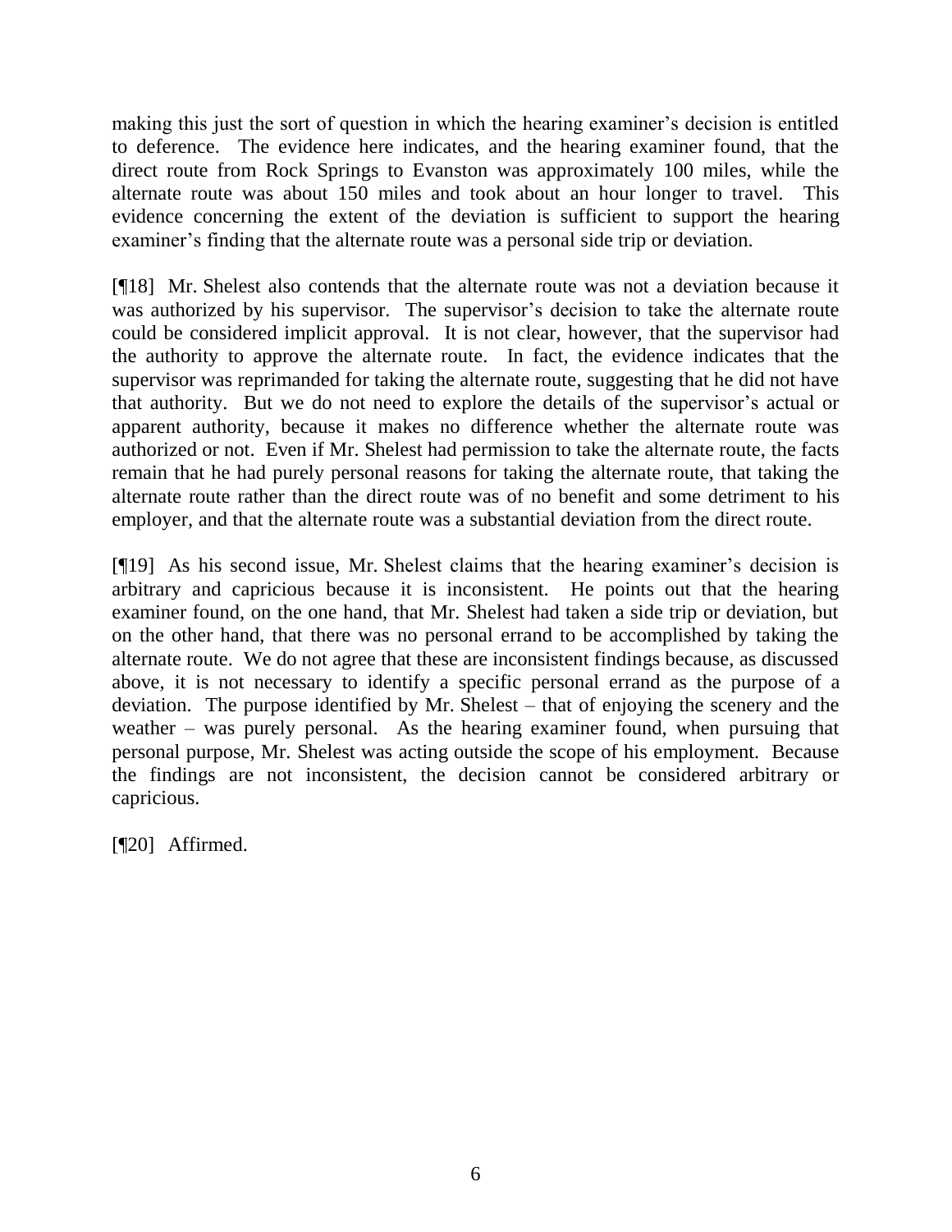making this just the sort of question in which the hearing examiner's decision is entitled to deference. The evidence here indicates, and the hearing examiner found, that the direct route from Rock Springs to Evanston was approximately 100 miles, while the alternate route was about 150 miles and took about an hour longer to travel. This evidence concerning the extent of the deviation is sufficient to support the hearing examiner's finding that the alternate route was a personal side trip or deviation.

[¶18] Mr. Shelest also contends that the alternate route was not a deviation because it was authorized by his supervisor. The supervisor's decision to take the alternate route could be considered implicit approval. It is not clear, however, that the supervisor had the authority to approve the alternate route. In fact, the evidence indicates that the supervisor was reprimanded for taking the alternate route, suggesting that he did not have that authority. But we do not need to explore the details of the supervisor's actual or apparent authority, because it makes no difference whether the alternate route was authorized or not. Even if Mr. Shelest had permission to take the alternate route, the facts remain that he had purely personal reasons for taking the alternate route, that taking the alternate route rather than the direct route was of no benefit and some detriment to his employer, and that the alternate route was a substantial deviation from the direct route.

[¶19] As his second issue, Mr. Shelest claims that the hearing examiner's decision is arbitrary and capricious because it is inconsistent. He points out that the hearing examiner found, on the one hand, that Mr. Shelest had taken a side trip or deviation, but on the other hand, that there was no personal errand to be accomplished by taking the alternate route. We do not agree that these are inconsistent findings because, as discussed above, it is not necessary to identify a specific personal errand as the purpose of a deviation. The purpose identified by Mr. Shelest – that of enjoying the scenery and the weather – was purely personal. As the hearing examiner found, when pursuing that personal purpose, Mr. Shelest was acting outside the scope of his employment. Because the findings are not inconsistent, the decision cannot be considered arbitrary or capricious.

[¶20] Affirmed.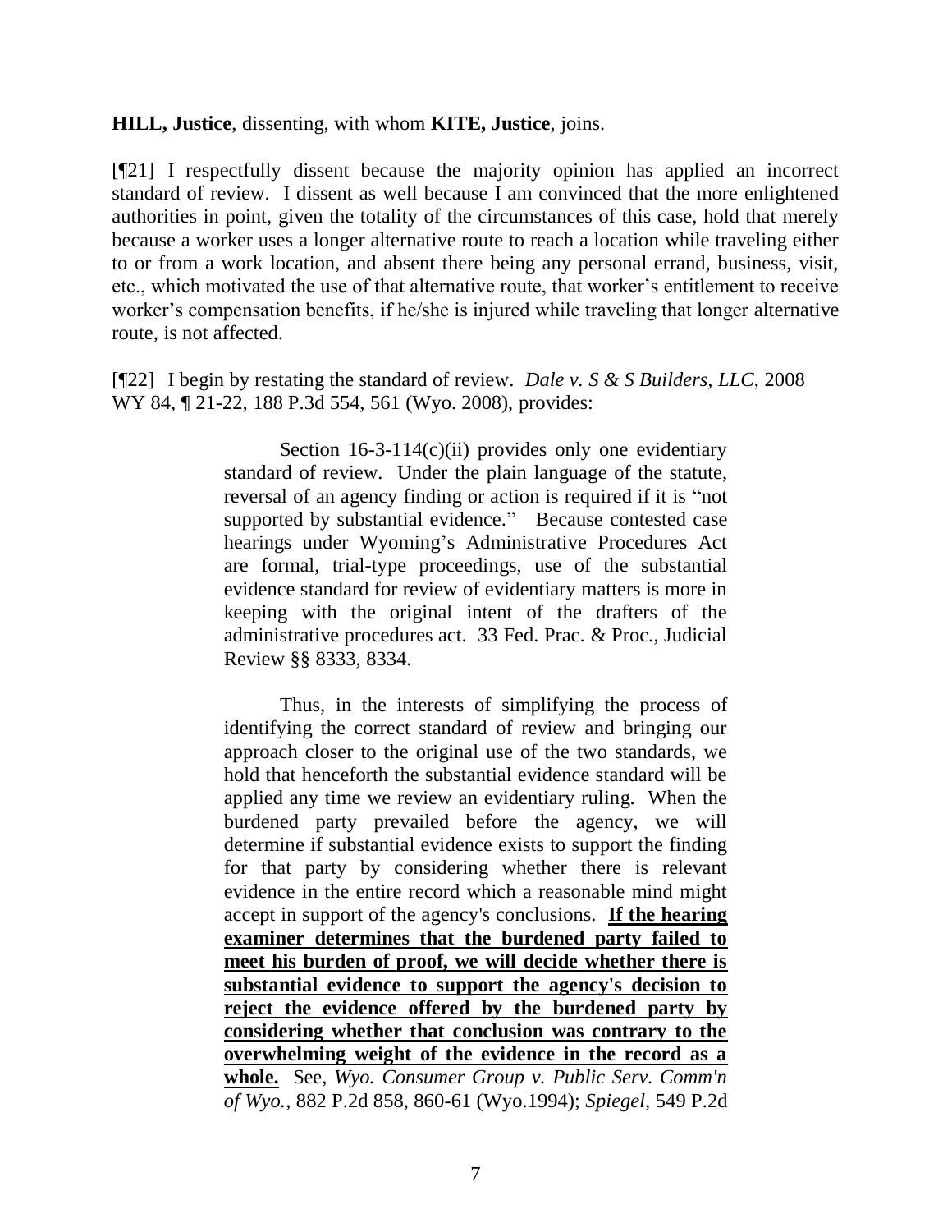**HILL, Justice**, dissenting, with whom **KITE, Justice**, joins.

[¶21] I respectfully dissent because the majority opinion has applied an incorrect standard of review. I dissent as well because I am convinced that the more enlightened authorities in point, given the totality of the circumstances of this case, hold that merely because a worker uses a longer alternative route to reach a location while traveling either to or from a work location, and absent there being any personal errand, business, visit, etc., which motivated the use of that alternative route, that worker's entitlement to receive worker's compensation benefits, if he/she is injured while traveling that longer alternative route, is not affected.

[¶22] I begin by restating the standard of review. *Dale v. S & S Builders, LLC*, 2008 WY 84, ¶ 21-22, 188 P.3d 554, 561 (Wyo. 2008), provides:

> Section 16-3-114(c)(ii) provides only one evidentiary standard of review. Under the plain language of the statute, reversal of an agency finding or action is required if it is "not supported by substantial evidence." Because contested case hearings under Wyoming's Administrative Procedures Act are formal, trial-type proceedings, use of the substantial evidence standard for review of evidentiary matters is more in keeping with the original intent of the drafters of the administrative procedures act. 33 Fed. Prac. & Proc., Judicial Review §§ 8333, 8334.
>
> Thus, in the interests of simplifying the process of identifying the correct standard of review and bringing our approach closer to the original use of the two standards, we hold that henceforth the substantial evidence standard will be applied any time we review an evidentiary ruling. When the burdened party prevailed before the agency, we will determine if substantial evidence exists to support the finding for that party by considering whether there is relevant evidence in the entire record which a reasonable mind might accept in support of the agency's conclusions. **<u>If the hearing examiner determines that the burdened party failed to meet his burden of proof, we will decide whether there is substantial evidence to support the agency's decision to reject the evidence offered by the burdened party by considering whether that conclusion was contrary to the overwhelming weight of the evidence in the record as a whole.</u>** See, *Wyo. Consumer Group v. Public Serv. Comm'n of Wyo.*, 882 P.2d 858, 860-61 (Wyo.1994); *Spiegel*, 549 P.2d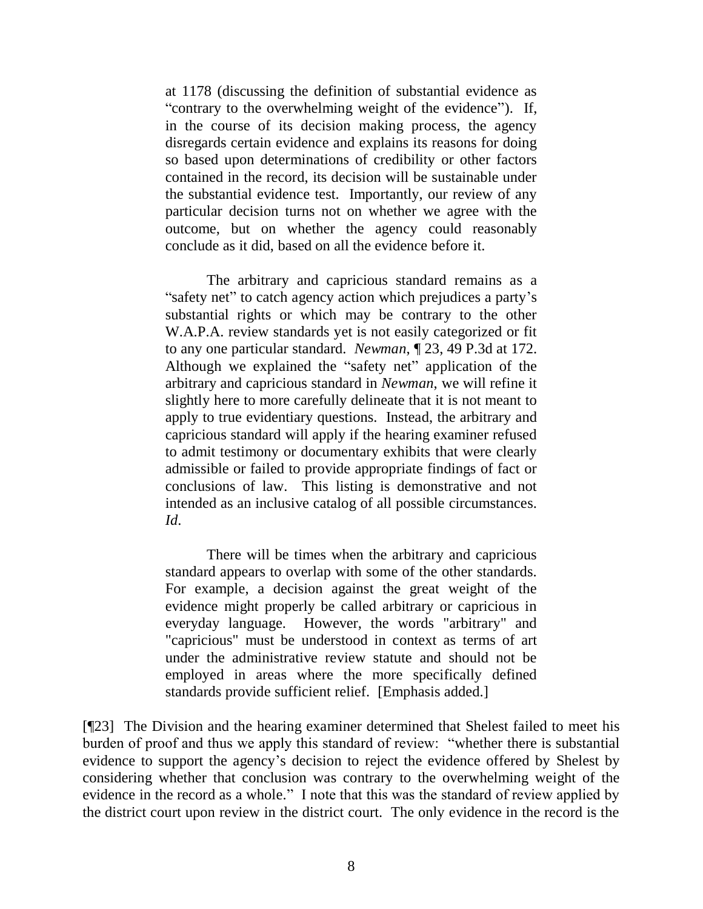at 1178 (discussing the definition of substantial evidence as "contrary to the overwhelming weight of the evidence"). If, in the course of its decision making process, the agency disregards certain evidence and explains its reasons for doing so based upon determinations of credibility or other factors contained in the record, its decision will be sustainable under the substantial evidence test. Importantly, our review of any particular decision turns not on whether we agree with the outcome, but on whether the agency could reasonably conclude as it did, based on all the evidence before it.

> The arbitrary and capricious standard remains as a "safety net" to catch agency action which prejudices a party's substantial rights or which may be contrary to the other W.A.P.A. review standards yet is not easily categorized or fit to any one particular standard. *Newman*, ¶ 23, 49 P.3d at 172. Although we explained the "safety net" application of the arbitrary and capricious standard in *Newman*, we will refine it slightly here to more carefully delineate that it is not meant to apply to true evidentiary questions. Instead, the arbitrary and capricious standard will apply if the hearing examiner refused to admit testimony or documentary exhibits that were clearly admissible or failed to provide appropriate findings of fact or conclusions of law. This listing is demonstrative and not intended as an inclusive catalog of all possible circumstances. *Id*.
>
> There will be times when the arbitrary and capricious standard appears to overlap with some of the other standards. For example, a decision against the great weight of the evidence might properly be called arbitrary or capricious in everyday language. However, the words "arbitrary" and "capricious" must be understood in context as terms of art under the administrative review statute and should not be employed in areas where the more specifically defined standards provide sufficient relief. [Emphasis added.]

[¶23] The Division and the hearing examiner determined that Shelest failed to meet his burden of proof and thus we apply this standard of review: "whether there is substantial evidence to support the agency's decision to reject the evidence offered by Shelest by considering whether that conclusion was contrary to the overwhelming weight of the evidence in the record as a whole." I note that this was the standard of review applied by the district court upon review in the district court. The only evidence in the record is the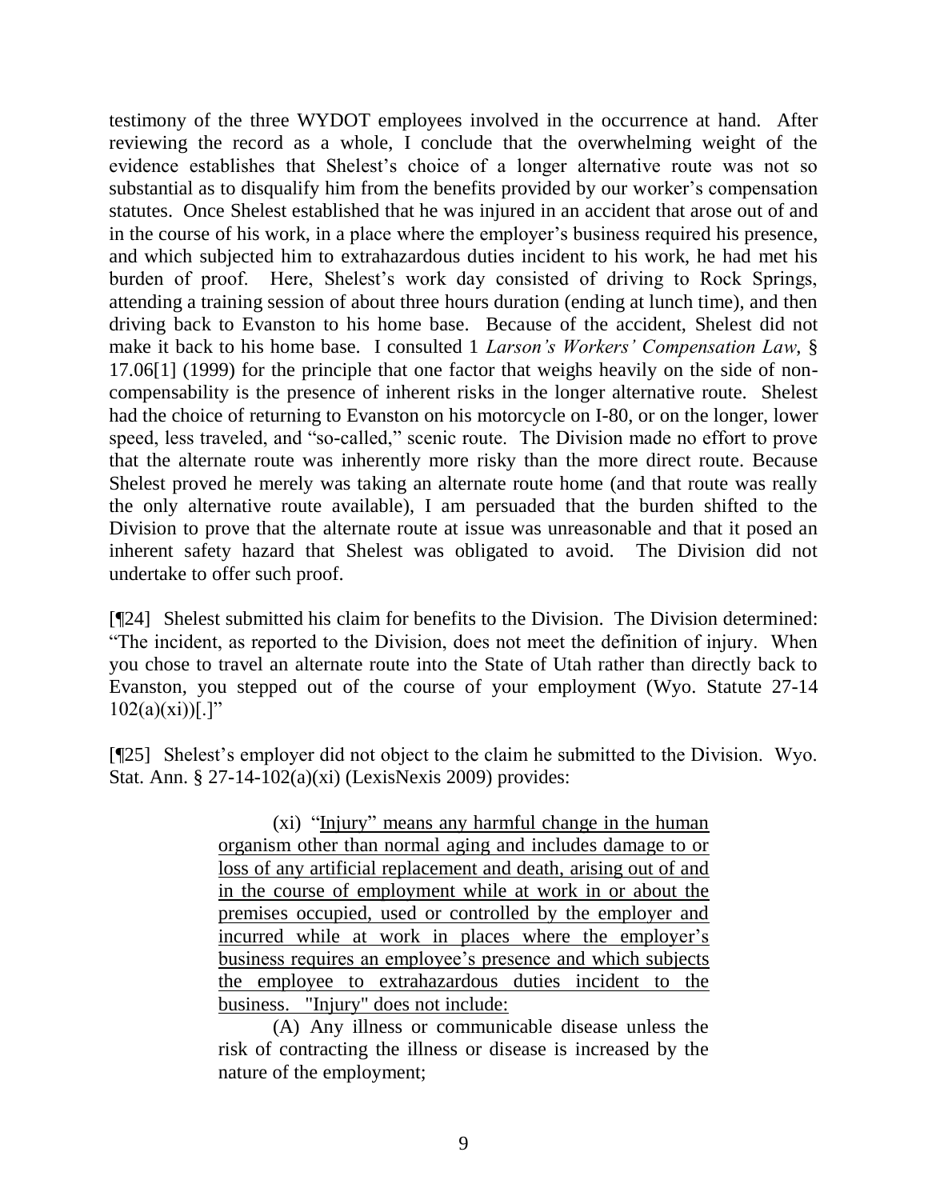testimony of the three WYDOT employees involved in the occurrence at hand. After reviewing the record as a whole, I conclude that the overwhelming weight of the evidence establishes that Shelest's choice of a longer alternative route was not so substantial as to disqualify him from the benefits provided by our worker's compensation statutes. Once Shelest established that he was injured in an accident that arose out of and in the course of his work, in a place where the employer's business required his presence, and which subjected him to extrahazardous duties incident to his work, he had met his burden of proof. Here, Shelest's work day consisted of driving to Rock Springs, attending a training session of about three hours duration (ending at lunch time), and then driving back to Evanston to his home base. Because of the accident, Shelest did not make it back to his home base. I consulted 1 *Larson's Workers' Compensation Law*, § 17.06[1] (1999) for the principle that one factor that weighs heavily on the side of non-compensability is the presence of inherent risks in the longer alternative route. Shelest had the choice of returning to Evanston on his motorcycle on I-80, or on the longer, lower speed, less traveled, and "so-called," scenic route. The Division made no effort to prove that the alternate route was inherently more risky than the more direct route. Because Shelest proved he merely was taking an alternate route home (and that route was really the only alternative route available), I am persuaded that the burden shifted to the Division to prove that the alternate route at issue was unreasonable and that it posed an inherent safety hazard that Shelest was obligated to avoid. The Division did not undertake to offer such proof.

[¶24] Shelest submitted his claim for benefits to the Division. The Division determined: "The incident, as reported to the Division, does not meet the definition of injury. When you chose to travel an alternate route into the State of Utah rather than directly back to Evanston, you stepped out of the course of your employment (Wyo. Statute 27-14 102(a)(xi))[.]"

[¶25] Shelest's employer did not object to the claim he submitted to the Division. Wyo. Stat. Ann. § 27-14-102(a)(xi) (LexisNexis 2009) provides:

> (xi) "Injury" means any harmful change in the human organism other than normal aging and includes damage to or loss of any artificial replacement and death, arising out of and in the course of employment while at work in or about the premises occupied, used or controlled by the employer and incurred while at work in places where the employer's business requires an employee's presence and which subjects the employee to extrahazardous duties incident to the business. "Injury" does not include:
>
> (A) Any illness or communicable disease unless the risk of contracting the illness or disease is increased by the nature of the employment;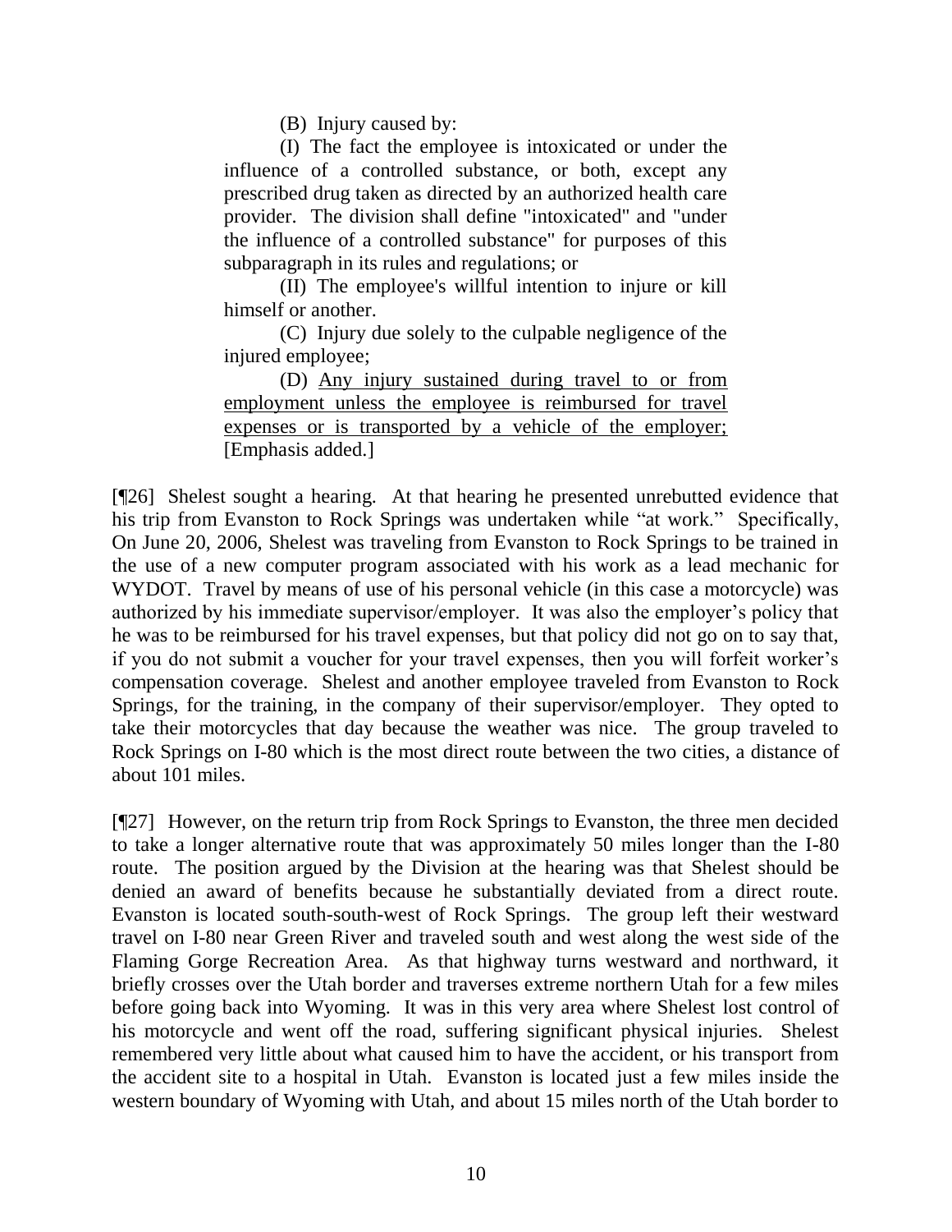(B) Injury caused by:

(I) The fact the employee is intoxicated or under the influence of a controlled substance, or both, except any prescribed drug taken as directed by an authorized health care provider. The division shall define "intoxicated" and "under the influence of a controlled substance" for purposes of this subparagraph in its rules and regulations; or

(II) The employee's willful intention to injure or kill himself or another.

(C) Injury due solely to the culpable negligence of the injured employee;

(D) <u>Any injury sustained during travel to or from employment unless the employee is reimbursed for travel expenses or is transported by a vehicle of the employer;</u> [Emphasis added.]

[¶26] Shelest sought a hearing. At that hearing he presented unrebutted evidence that his trip from Evanston to Rock Springs was undertaken while "at work." Specifically, On June 20, 2006, Shelest was traveling from Evanston to Rock Springs to be trained in the use of a new computer program associated with his work as a lead mechanic for WYDOT. Travel by means of use of his personal vehicle (in this case a motorcycle) was authorized by his immediate supervisor/employer. It was also the employer's policy that he was to be reimbursed for his travel expenses, but that policy did not go on to say that, if you do not submit a voucher for your travel expenses, then you will forfeit worker's compensation coverage. Shelest and another employee traveled from Evanston to Rock Springs, for the training, in the company of their supervisor/employer. They opted to take their motorcycles that day because the weather was nice. The group traveled to Rock Springs on I-80 which is the most direct route between the two cities, a distance of about 101 miles.

[¶27] However, on the return trip from Rock Springs to Evanston, the three men decided to take a longer alternative route that was approximately 50 miles longer than the I-80 route. The position argued by the Division at the hearing was that Shelest should be denied an award of benefits because he substantially deviated from a direct route. Evanston is located south-south-west of Rock Springs. The group left their westward travel on I-80 near Green River and traveled south and west along the west side of the Flaming Gorge Recreation Area. As that highway turns westward and northward, it briefly crosses over the Utah border and traverses extreme northern Utah for a few miles before going back into Wyoming. It was in this very area where Shelest lost control of his motorcycle and went off the road, suffering significant physical injuries. Shelest remembered very little about what caused him to have the accident, or his transport from the accident site to a hospital in Utah. Evanston is located just a few miles inside the western boundary of Wyoming with Utah, and about 15 miles north of the Utah border to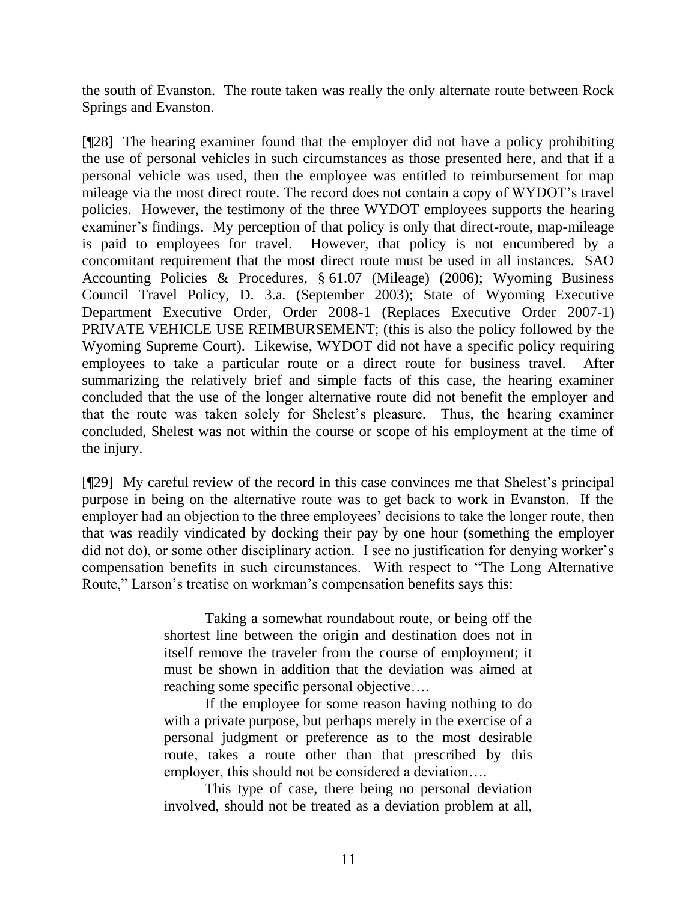the south of Evanston. The route taken was really the only alternate route between Rock Springs and Evanston.

[¶28] The hearing examiner found that the employer did not have a policy prohibiting the use of personal vehicles in such circumstances as those presented here, and that if a personal vehicle was used, then the employee was entitled to reimbursement for map mileage via the most direct route. The record does not contain a copy of WYDOT's travel policies. However, the testimony of the three WYDOT employees supports the hearing examiner's findings. My perception of that policy is only that direct-route, map-mileage is paid to employees for travel. However, that policy is not encumbered by a concomitant requirement that the most direct route must be used in all instances. SAO Accounting Policies & Procedures, § 61.07 (Mileage) (2006); Wyoming Business Council Travel Policy, D. 3.a. (September 2003); State of Wyoming Executive Department Executive Order, Order 2008-1 (Replaces Executive Order 2007-1) PRIVATE VEHICLE USE REIMBURSEMENT; (this is also the policy followed by the Wyoming Supreme Court). Likewise, WYDOT did not have a specific policy requiring employees to take a particular route or a direct route for business travel. After summarizing the relatively brief and simple facts of this case, the hearing examiner concluded that the use of the longer alternative route did not benefit the employer and that the route was taken solely for Shelest's pleasure. Thus, the hearing examiner concluded, Shelest was not within the course or scope of his employment at the time of the injury.

[¶29] My careful review of the record in this case convinces me that Shelest's principal purpose in being on the alternative route was to get back to work in Evanston. If the employer had an objection to the three employees' decisions to take the longer route, then that was readily vindicated by docking their pay by one hour (something the employer did not do), or some other disciplinary action. I see no justification for denying worker's compensation benefits in such circumstances. With respect to "The Long Alternative Route," Larson's treatise on workman's compensation benefits says this:

> Taking a somewhat roundabout route, or being off the shortest line between the origin and destination does not in itself remove the traveler from the course of employment; it must be shown in addition that the deviation was aimed at reaching some specific personal objective….
>
> If the employee for some reason having nothing to do with a private purpose, but perhaps merely in the exercise of a personal judgment or preference as to the most desirable route, takes a route other than that prescribed by this employer, this should not be considered a deviation….
>
> This type of case, there being no personal deviation involved, should not be treated as a deviation problem at all,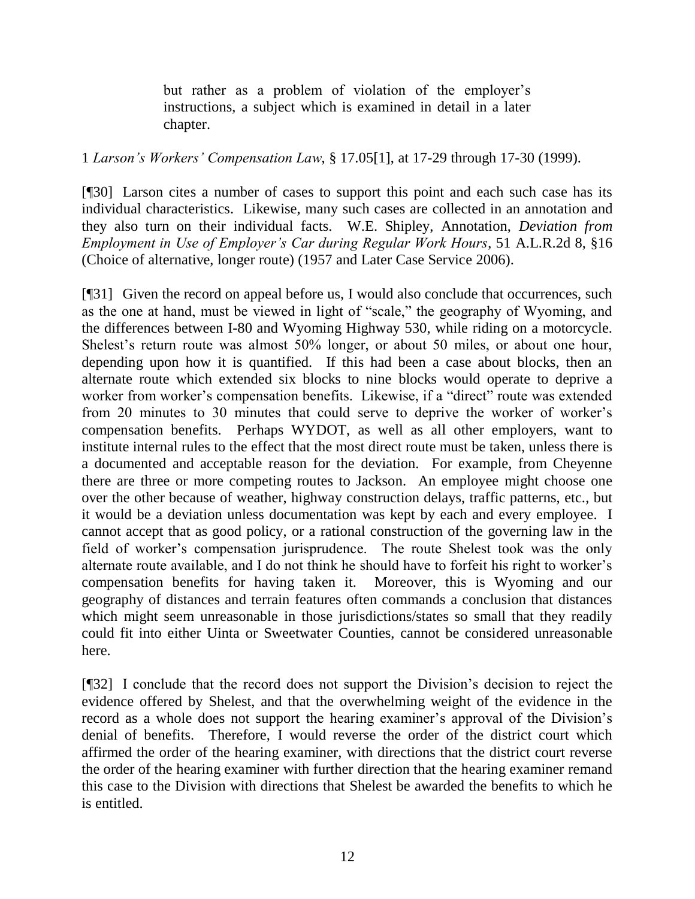> but rather as a problem of violation of the employer's instructions, a subject which is examined in detail in a later chapter.

1 *Larson's Workers' Compensation Law*, § 17.05[1], at 17-29 through 17-30 (1999).

[¶30] Larson cites a number of cases to support this point and each such case has its individual characteristics. Likewise, many such cases are collected in an annotation and they also turn on their individual facts. W.E. Shipley, Annotation, *Deviation from Employment in Use of Employer's Car during Regular Work Hours*, 51 A.L.R.2d 8, §16 (Choice of alternative, longer route) (1957 and Later Case Service 2006).

[¶31] Given the record on appeal before us, I would also conclude that occurrences, such as the one at hand, must be viewed in light of "scale," the geography of Wyoming, and the differences between I-80 and Wyoming Highway 530, while riding on a motorcycle. Shelest's return route was almost 50% longer, or about 50 miles, or about one hour, depending upon how it is quantified. If this had been a case about blocks, then an alternate route which extended six blocks to nine blocks would operate to deprive a worker from worker's compensation benefits. Likewise, if a "direct" route was extended from 20 minutes to 30 minutes that could serve to deprive the worker of worker's compensation benefits. Perhaps WYDOT, as well as all other employers, want to institute internal rules to the effect that the most direct route must be taken, unless there is a documented and acceptable reason for the deviation. For example, from Cheyenne there are three or more competing routes to Jackson. An employee might choose one over the other because of weather, highway construction delays, traffic patterns, etc., but it would be a deviation unless documentation was kept by each and every employee. I cannot accept that as good policy, or a rational construction of the governing law in the field of worker's compensation jurisprudence. The route Shelest took was the only alternate route available, and I do not think he should have to forfeit his right to worker's compensation benefits for having taken it. Moreover, this is Wyoming and our geography of distances and terrain features often commands a conclusion that distances which might seem unreasonable in those jurisdictions/states so small that they readily could fit into either Uinta or Sweetwater Counties, cannot be considered unreasonable here.

[¶32] I conclude that the record does not support the Division's decision to reject the evidence offered by Shelest, and that the overwhelming weight of the evidence in the record as a whole does not support the hearing examiner's approval of the Division's denial of benefits. Therefore, I would reverse the order of the district court which affirmed the order of the hearing examiner, with directions that the district court reverse the order of the hearing examiner with further direction that the hearing examiner remand this case to the Division with directions that Shelest be awarded the benefits to which he is entitled.